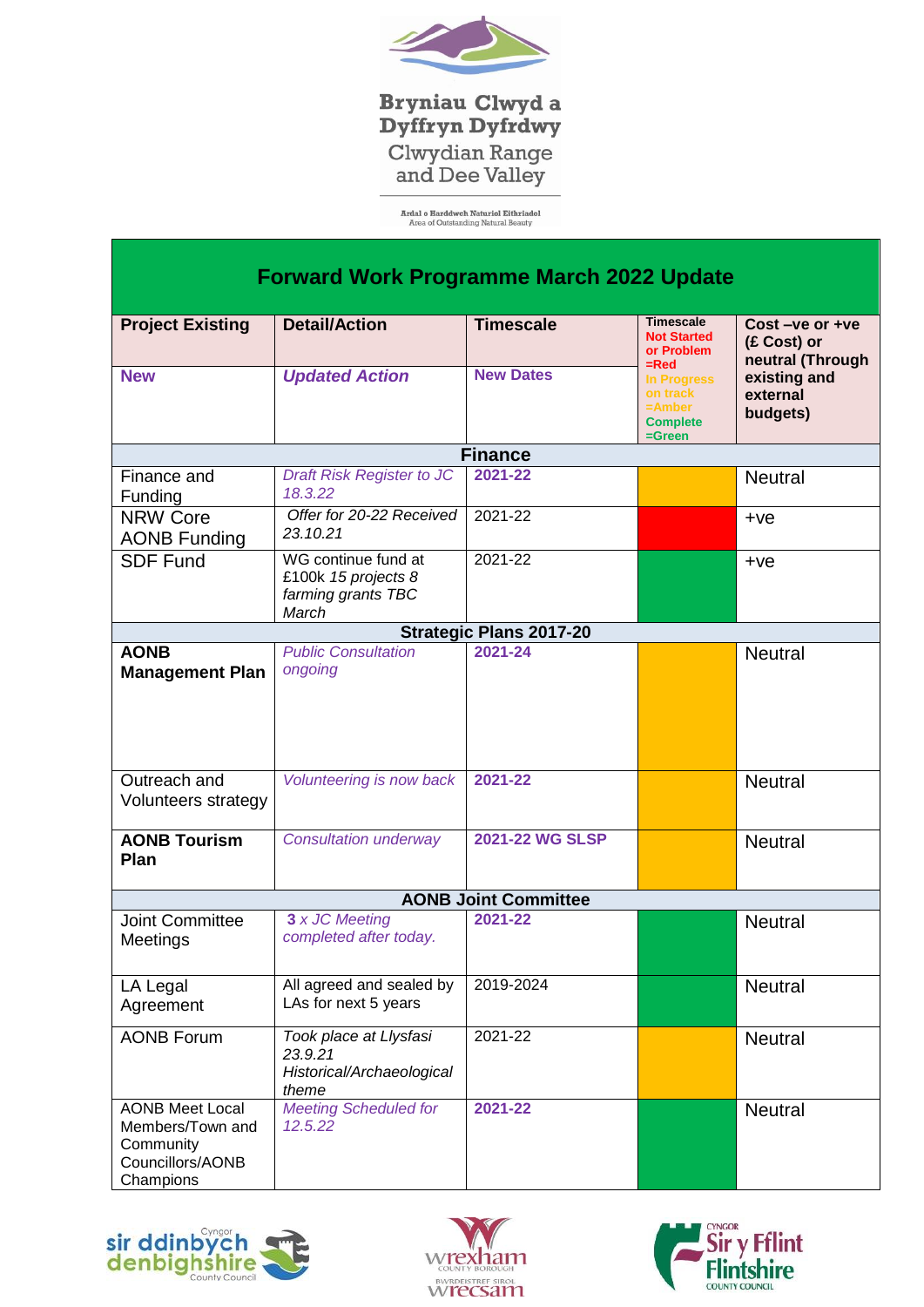Bryniau Clwyd a Dyffryn Dyfrdwy

Clwydian Range and Dee Valley

Ardal o Harddwch Naturiol Eithriadol
Area of Outstanding Natural Beauty

# Forward Work Programme March 2022 Update

| Project Existing<br>**New** | Detail/Action<br>***Updated Action*** | Timescale<br>**New Dates** | Timescale<br>Not Started or Problem =Red<br>In Progress on track =Amber<br>Complete =Green | Cost –ve or +ve (£ Cost) or neutral (Through existing and external budgets) |
|---|---|---|---|---|
| **Finance** | | | | |
| Finance and Funding | *Draft Risk Register to JC 18.3.22* | **2021-22** | Amber | Neutral |
| NRW Core AONB Funding | *Offer for 20-22 Received 23.10.21* | 2021-22 | Red | +ve |
| SDF Fund | WG continue fund at £100k *15 projects 8 farming grants TBC March* | 2021-22 | Green | +ve |
| **Strategic Plans 2017-20** | | | | |
| **AONB Management Plan** | *Public Consultation ongoing* | **2021-24** | Amber | Neutral |
| Outreach and Volunteers strategy | *Volunteering is now back* | **2021-22** | Amber | Neutral |
| **AONB Tourism Plan** | *Consultation underway* | **2021-22 WG SLSP** | Amber | Neutral |
| **AONB Joint Committee** | | | | |
| Joint Committee Meetings | **3** *x JC Meeting completed after today.* | **2021-22** | Green | Neutral |
| LA Legal Agreement | All agreed and sealed by LAs for next 5 years | 2019-2024 | Green | Neutral |
| AONB Forum | *Took place at Llysfasi 23.9.21 Historical/Archaeological theme* | 2021-22 | Amber | Neutral |
| AONB Meet Local Members/Town and Community Councillors/AONB Champions | *Meeting Scheduled for 12.5.22* | **2021-22** | Green | Neutral |

Cyngor sir ddinbych denbighshire County Council | wrexham County Borough Bwrdeistref Sirol wrecsam | Cyngor Sir y Fflint Flintshire County Council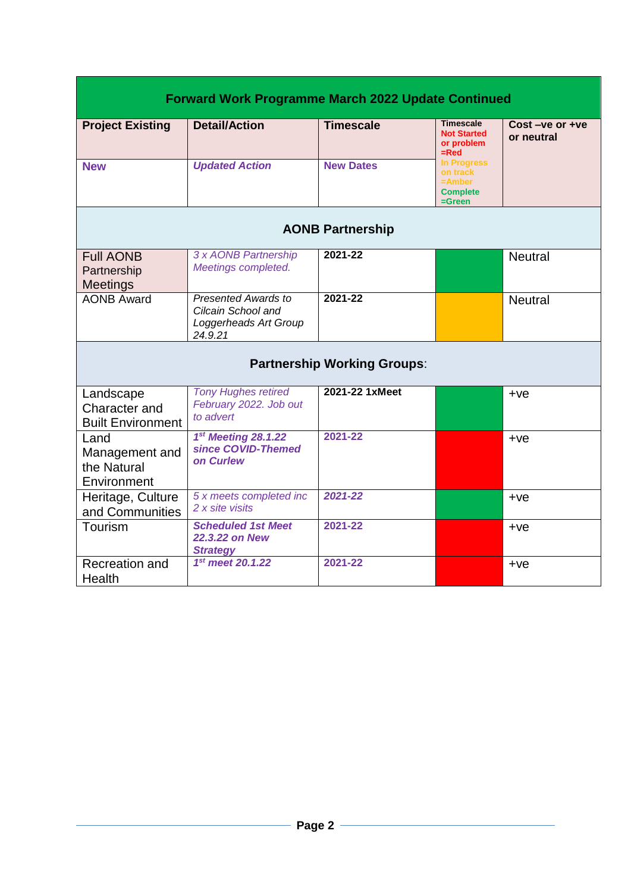| Forward Work Programme March 2022 Update Continued | | | | |
|---|---|---|---|---|
| **Project Existing** | **Detail/Action** | **Timescale** | **Timescale** Not Started or problem =Red In Progress on track =Amber Complete =Green | **Cost –ve or +ve or neutral** |
| **New** | ***Updated Action*** | **New Dates** | | |
| **AONB Partnership** | | | | |
| Full AONB Partnership Meetings | *3 x AONB Partnership Meetings completed.* | **2021-22** | Green | Neutral |
| AONB Award | *Presented Awards to Cilcain School and Loggerheads Art Group 24.9.21* | **2021-22** | Amber | Neutral |
| **Partnership Working Groups**: | | | | |
| Landscape Character and Built Environment | *Tony Hughes retired February 2022. Job out to advert* | **2021-22 1xMeet** | Green | +ve |
| Land Management and the Natural Environment | ***1st Meeting 28.1.22 since COVID-Themed on Curlew*** | **2021-22** | Red | +ve |
| Heritage, Culture and Communities | *5 x meets completed inc 2 x site visits* | ***2021-22*** | Green | +ve |
| Tourism | ***Scheduled 1st Meet 22.3.22 on New Strategy*** | **2021-22** | Red | +ve |
| Recreation and Health | ***1st meet 20.1.22*** | **2021-22** | Red | +ve |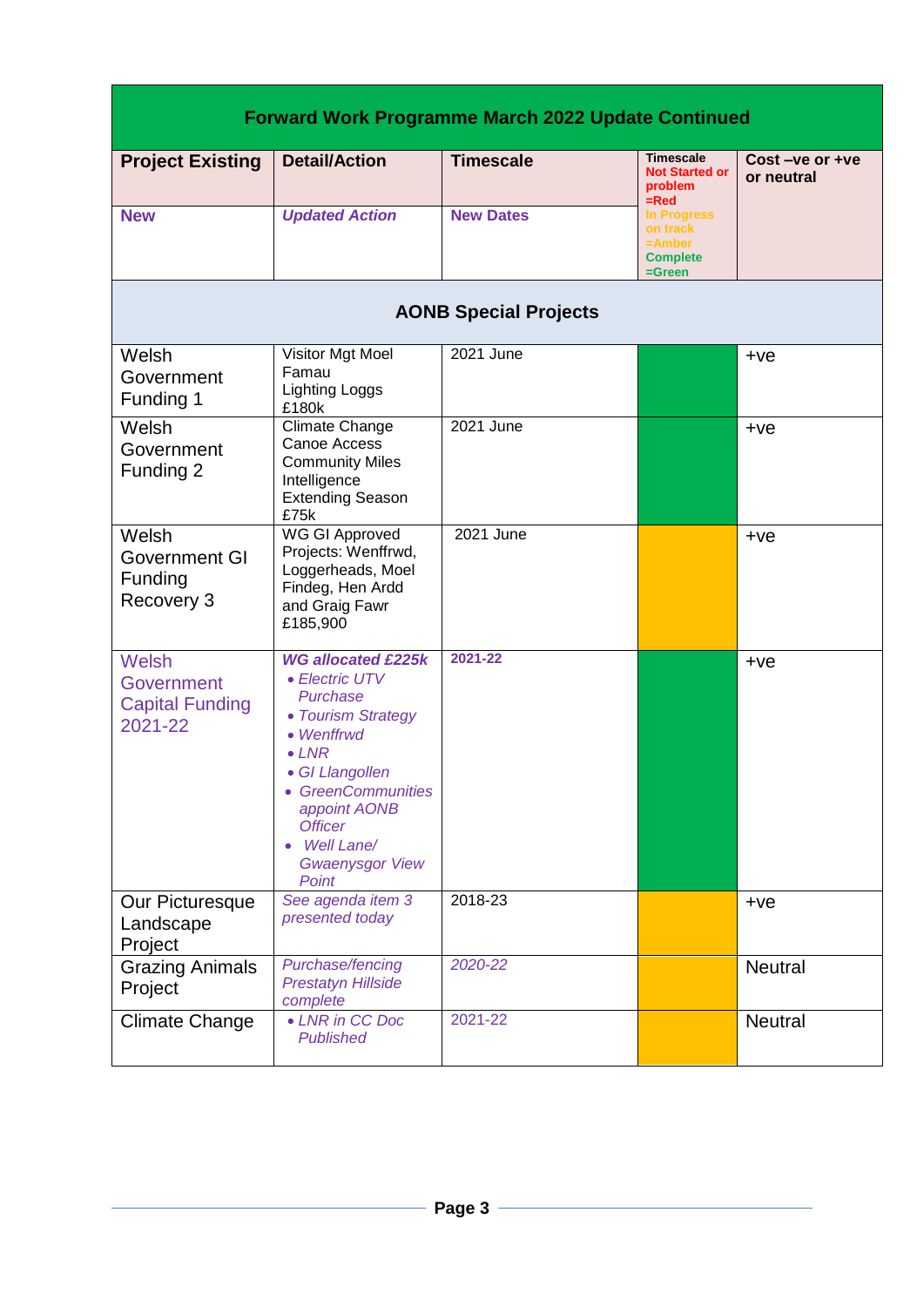| Forward Work Programme March 2022 Update Continued | | | | |
|---|---|---|---|---|
| **Project Existing** | **Detail/Action** | **Timescale** | **Timescale** Not Started or problem =Red In Progress on track =Amber Complete =Green | **Cost –ve or +ve or neutral** |
| **New** | ***Updated Action*** | **New Dates** | | |
| **AONB Special Projects** | | | | |
| Welsh Government Funding 1 | Visitor Mgt Moel Famau Lighting Loggs £180k | 2021 June | Green | +ve |
| Welsh Government Funding 2 | Climate Change Canoe Access Community Miles Intelligence Extending Season £75k | 2021 June | Green | +ve |
| Welsh Government GI Funding Recovery 3 | WG GI Approved Projects: Wenffrwd, Loggerheads, Moel Findeg, Hen Ardd and Graig Fawr £185,900 | 2021 June | Amber | +ve |
| Welsh Government Capital Funding 2021-22 | ***WG allocated £225k*** <br>• *Electric UTV Purchase* <br>• *Tourism Strategy* <br>• *Wenffrwd* <br>• *LNR* <br>• *GI Llangollen* <br>• *GreenCommunities appoint AONB Officer* <br>• *Well Lane/ Gwaenysgor View Point* | **2021-22** | Green | +ve |
| Our Picturesque Landscape Project | *See agenda item 3 presented today* | 2018-23 | Amber | +ve |
| Grazing Animals Project | *Purchase/fencing Prestatyn Hillside complete* | *2020-22* | Amber | Neutral |
| Climate Change | • *LNR in CC Doc Published* | 2021-22 | Amber | Neutral |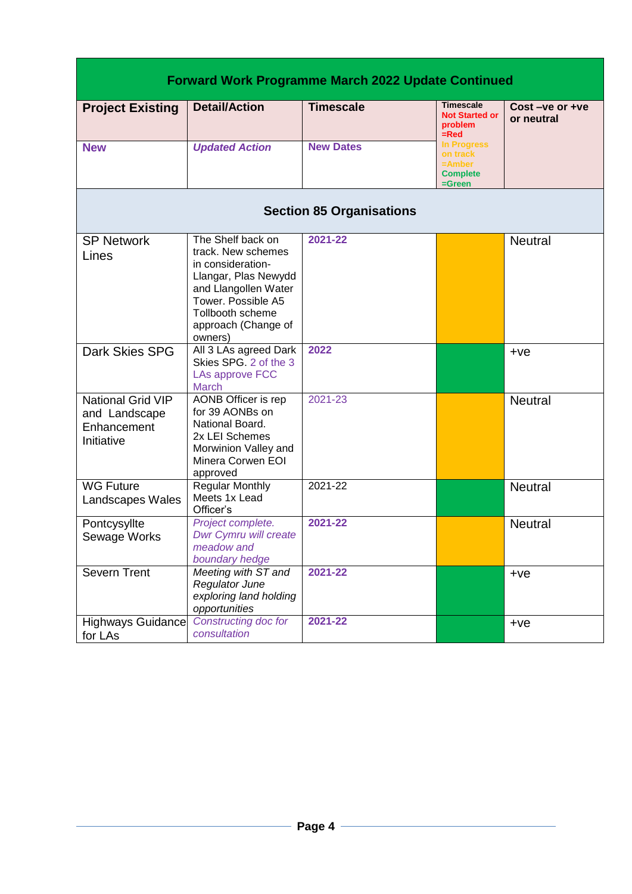| Forward Work Programme March 2022 Update Continued | | | | |
|---|---|---|---|---|
| **Project Existing** | **Detail/Action** | **Timescale** | **Timescale** Not Started or problem =Red In Progress on track =Amber Complete =Green | **Cost –ve or +ve or neutral** |
| **New** | ***Updated Action*** | **New Dates** | | |
| **Section 85 Organisations** | | | | |
| SP Network Lines | The Shelf back on track. New schemes in consideration- Llangar, Plas Newydd and Llangollen Water Tower. Possible A5 Tollbooth scheme approach (Change of owners) | **2021-22** | Amber | Neutral |
| Dark Skies SPG | All 3 LAs agreed Dark Skies SPG. 2 of the 3 LAs approve FCC March | **2022** | Green | +ve |
| National Grid VIP and Landscape Enhancement Initiative | AONB Officer is rep for 39 AONBs on National Board. 2x LEI Schemes Morwinion Valley and Minera Corwen EOI approved | 2021-23 | Amber | Neutral |
| WG Future Landscapes Wales | Regular Monthly Meets 1x Lead Officer's | 2021-22 | Green | Neutral |
| Pontcysyllte Sewage Works | *Project complete. Dwr Cymru will create meadow and boundary hedge* | **2021-22** | Amber | Neutral |
| Severn Trent | *Meeting with ST and Regulator June exploring land holding opportunities* | **2021-22** | Green | +ve |
| Highways Guidance for LAs | *Constructing doc for consultation* | **2021-22** | Green | +ve |